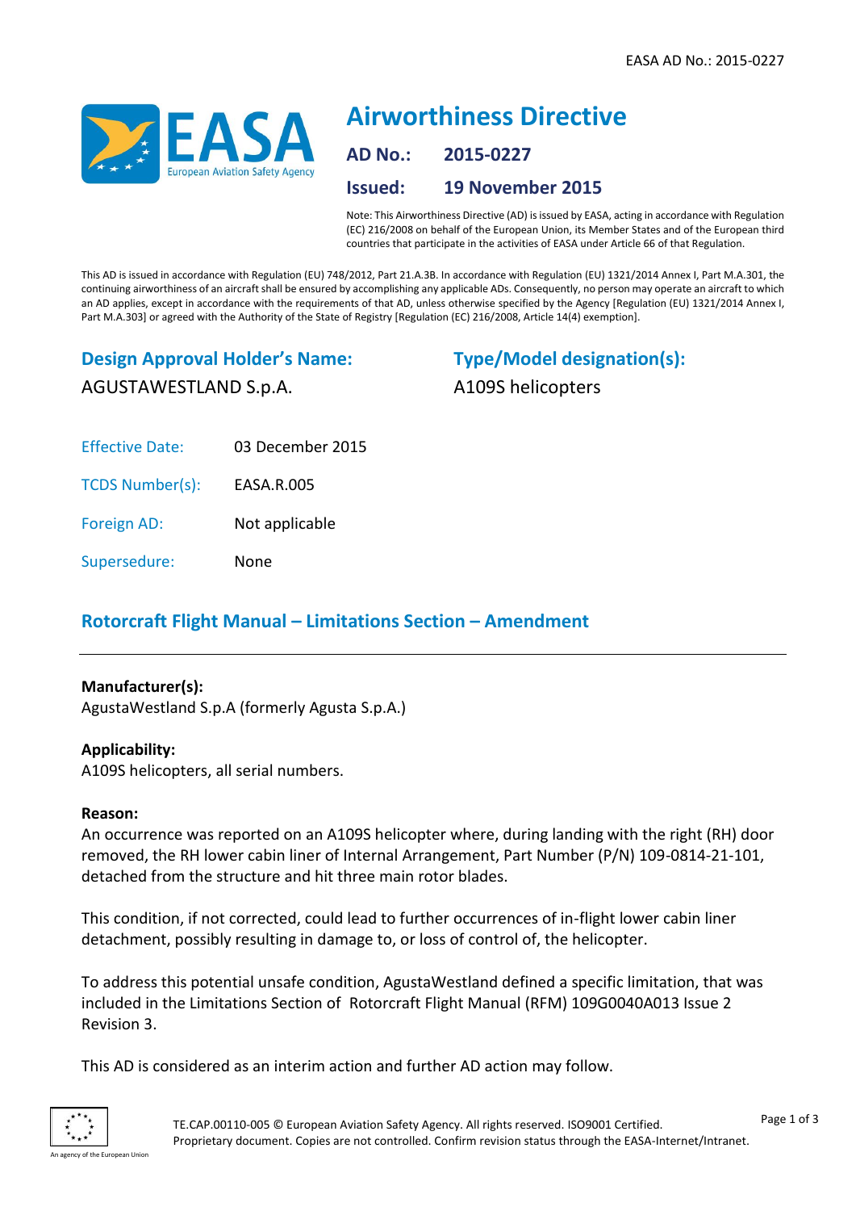# Airworthiness Directive

**AD No.: 2015-0227**

**Issued: 19 November 2015**

Note: This Airworthiness Directive (AD) is issued by EASA, acting in accordance with Regulation (EC) 216/2008 on behalf of the European Union, its Member States and of the European third countries that participate in the activities of EASA under Article 66 of that Regulation.

This AD is issued in accordance with Regulation (EU) 748/2012, Part 21.A.3B. In accordance with Regulation (EU) 1321/2014 Annex I, Part M.A.301, the continuing airworthiness of an aircraft shall be ensured by accomplishing any applicable ADs. Consequently, no person may operate an aircraft to which an AD applies, except in accordance with the requirements of that AD, unless otherwise specified by the Agency [Regulation (EU) 1321/2014 Annex I, Part M.A.303] or agreed with the Authority of the State of Registry [Regulation (EC) 216/2008, Article 14(4) exemption].

## Design Approval Holder's Name:

AGUSTAWESTLAND S.p.A.

## Type/Model designation(s):

A109S helicopters

| | |
|---|---|
| Effective Date: | 03 December 2015 |
| TCDS Number(s): | EASA.R.005 |
| Foreign AD: | Not applicable |
| Supersedure: | None |

## Rotorcraft Flight Manual – Limitations Section – Amendment

**Manufacturer(s):**
AgustaWestland S.p.A (formerly Agusta S.p.A.)

**Applicability:**
A109S helicopters, all serial numbers.

**Reason:**
An occurrence was reported on an A109S helicopter where, during landing with the right (RH) door removed, the RH lower cabin liner of Internal Arrangement, Part Number (P/N) 109-0814-21-101, detached from the structure and hit three main rotor blades.

This condition, if not corrected, could lead to further occurrences of in-flight lower cabin liner detachment, possibly resulting in damage to, or loss of control of, the helicopter.

To address this potential unsafe condition, AgustaWestland defined a specific limitation, that was included in the Limitations Section of Rotorcraft Flight Manual (RFM) 109G0040A013 Issue 2 Revision 3.

This AD is considered as an interim action and further AD action may follow.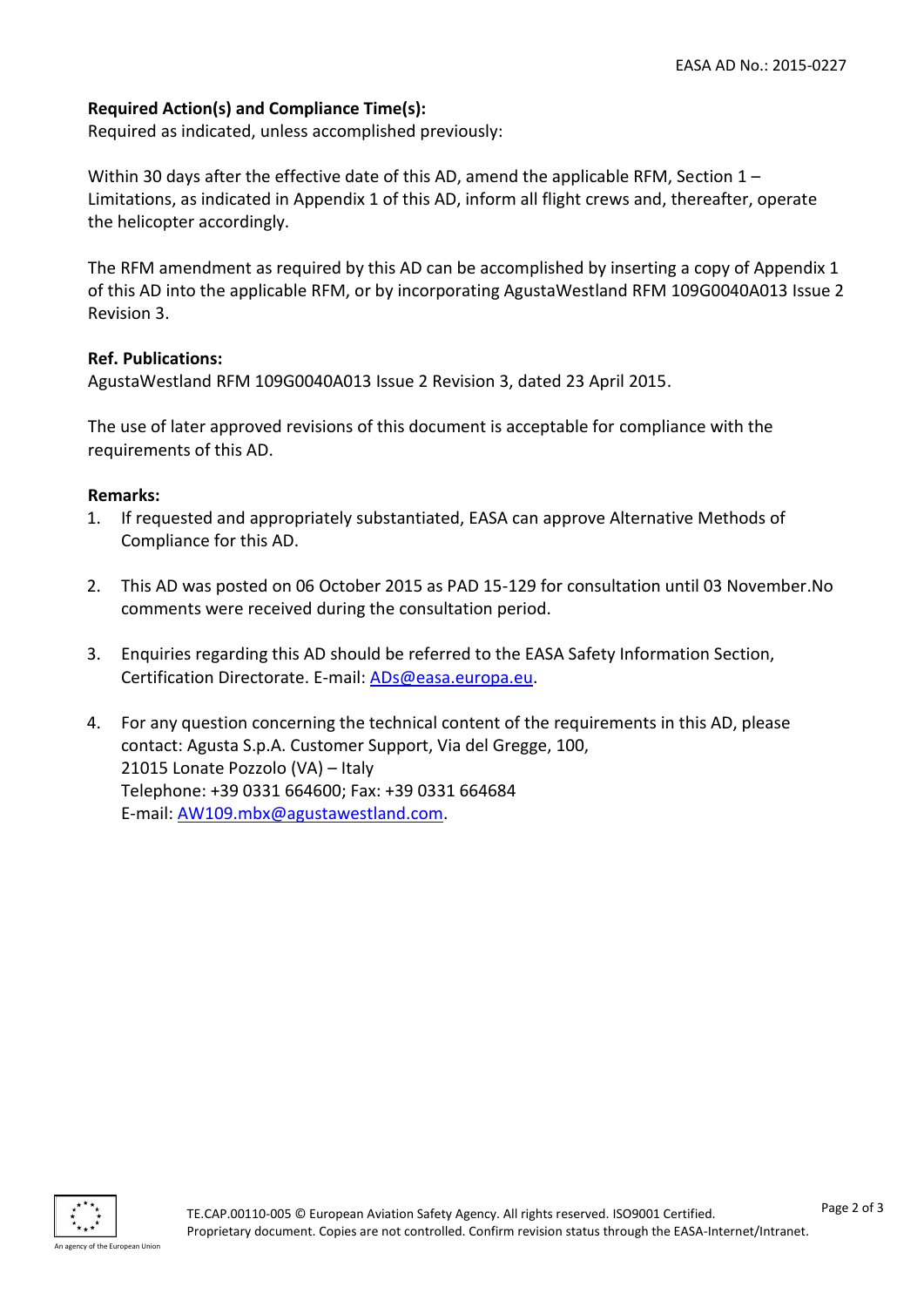**Required Action(s) and Compliance Time(s):**

Required as indicated, unless accomplished previously:

Within 30 days after the effective date of this AD, amend the applicable RFM, Section 1 – Limitations, as indicated in Appendix 1 of this AD, inform all flight crews and, thereafter, operate the helicopter accordingly.

The RFM amendment as required by this AD can be accomplished by inserting a copy of Appendix 1 of this AD into the applicable RFM, or by incorporating AgustaWestland RFM 109G0040A013 Issue 2 Revision 3.

**Ref. Publications:**

AgustaWestland RFM 109G0040A013 Issue 2 Revision 3, dated 23 April 2015.

The use of later approved revisions of this document is acceptable for compliance with the requirements of this AD.

**Remarks:**

1. If requested and appropriately substantiated, EASA can approve Alternative Methods of Compliance for this AD.

2. This AD was posted on 06 October 2015 as PAD 15-129 for consultation until 03 November.No comments were received during the consultation period.

3. Enquiries regarding this AD should be referred to the EASA Safety Information Section, Certification Directorate. E-mail: ADs@easa.europa.eu.

4. For any question concerning the technical content of the requirements in this AD, please contact: Agusta S.p.A. Customer Support, Via del Gregge, 100,
21015 Lonate Pozzolo (VA) – Italy
Telephone: +39 0331 664600; Fax: +39 0331 664684
E-mail: AW109.mbx@agustawestland.com.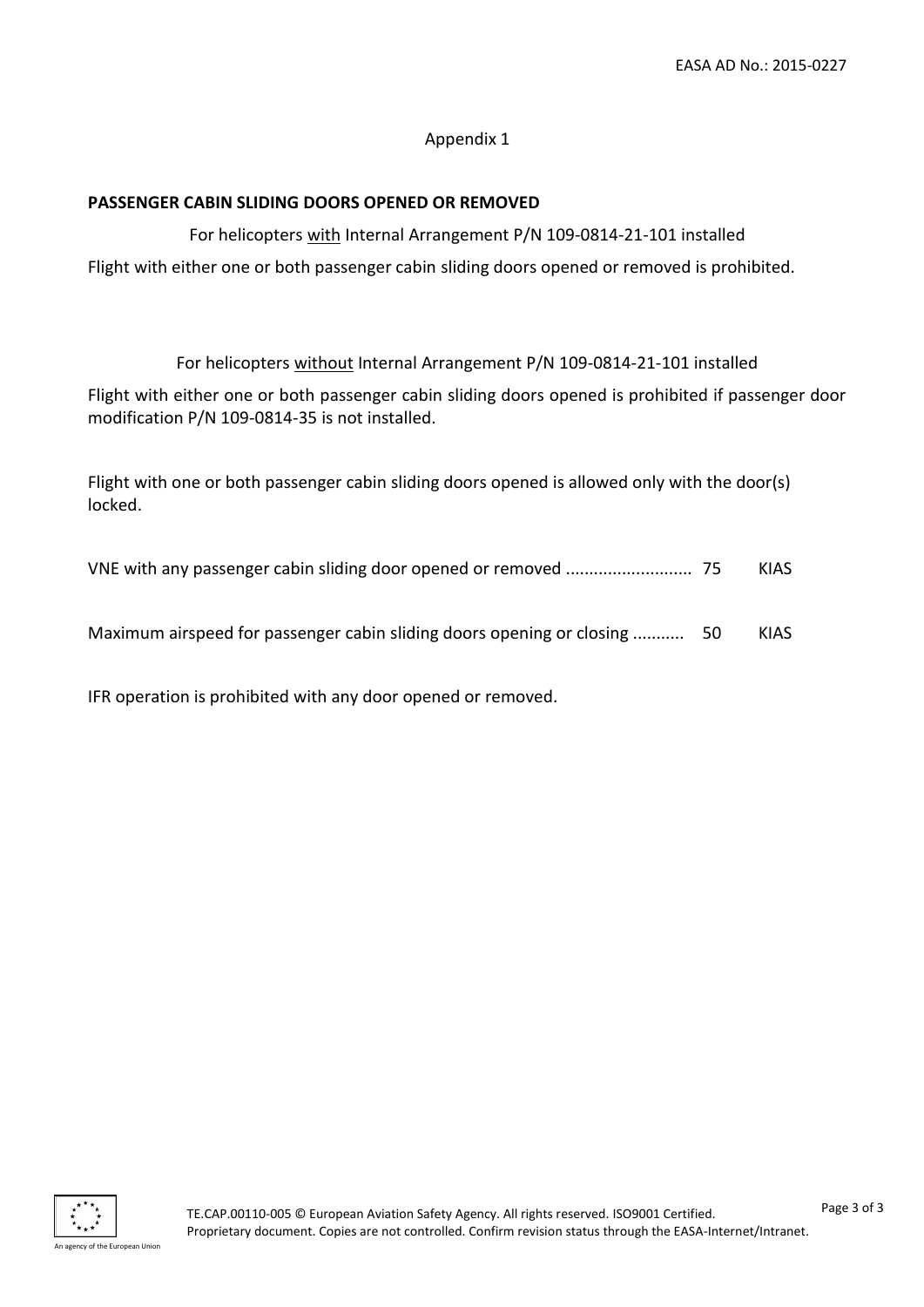Appendix 1

**PASSENGER CABIN SLIDING DOORS OPENED OR REMOVED**

For helicopters <u>with</u> Internal Arrangement P/N 109-0814-21-101 installed

Flight with either one or both passenger cabin sliding doors opened or removed is prohibited.

For helicopters <u>without</u> Internal Arrangement P/N 109-0814-21-101 installed

Flight with either one or both passenger cabin sliding doors opened is prohibited if passenger door modification P/N 109-0814-35 is not installed.

Flight with one or both passenger cabin sliding doors opened is allowed only with the door(s) locked.

VNE with any passenger cabin sliding door opened or removed ........................... 75 KIAS

Maximum airspeed for passenger cabin sliding doors opening or closing ........... 50 KIAS

IFR operation is prohibited with any door opened or removed.